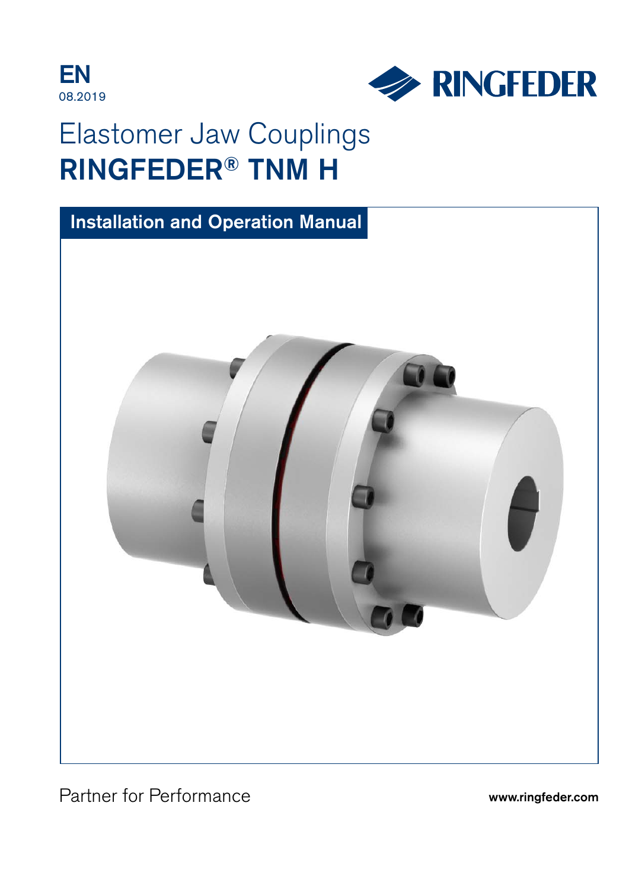EN
08.2019

RINGFEDER

# Elastomer Jaw Couplings
# RINGFEDER® TNM H

## Installation and Operation Manual

Partner for Performance

www.ringfeder.com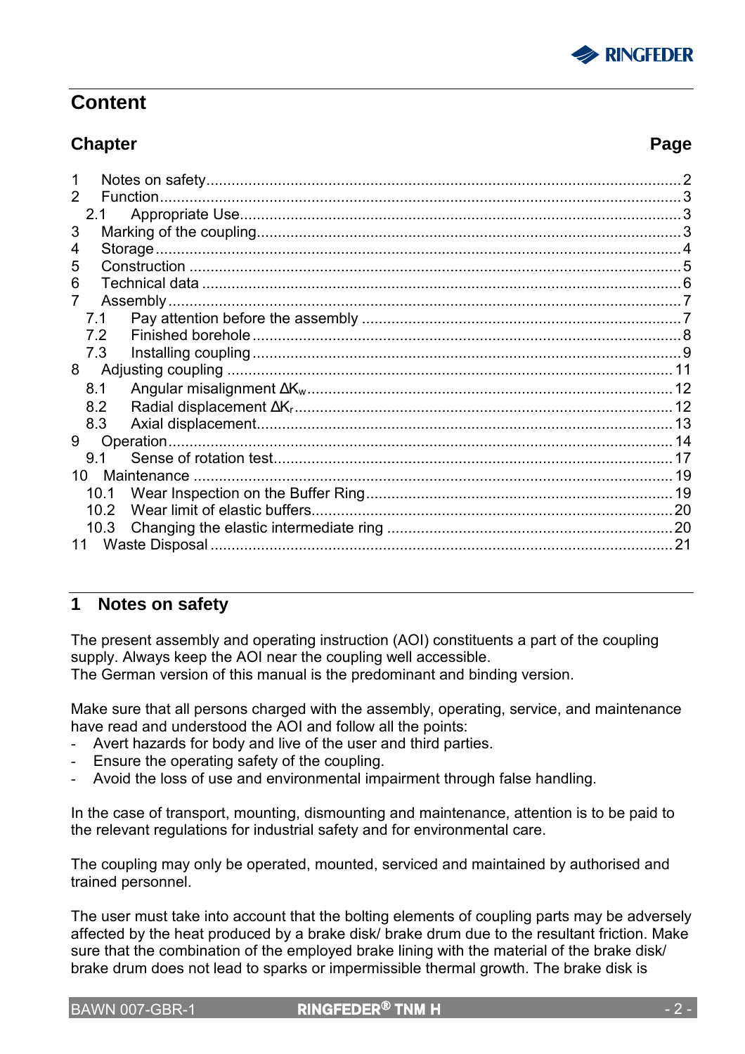## Content

**Chapter** **Page**

| Chapter | | Page |
|---|---|---|
| 1 | Notes on safety | 2 |
| 2 | Function | 3 |
| 2.1 | Appropriate Use | 3 |
| 3 | Marking of the coupling | 3 |
| 4 | Storage | 4 |
| 5 | Construction | 5 |
| 6 | Technical data | 6 |
| 7 | Assembly | 7 |
| 7.1 | Pay attention before the assembly | 7 |
| 7.2 | Finished borehole | 8 |
| 7.3 | Installing coupling | 9 |
| 8 | Adjusting coupling | 11 |
| 8.1 | Angular misalignment $\Delta K_w$ | 12 |
| 8.2 | Radial displacement $\Delta K_r$ | 12 |
| 8.3 | Axial displacement | 13 |
| 9 | Operation | 14 |
| 9.1 | Sense of rotation test | 17 |
| 10 | Maintenance | 19 |
| 10.1 | Wear Inspection on the Buffer Ring | 19 |
| 10.2 | Wear limit of elastic buffers | 20 |
| 10.3 | Changing the elastic intermediate ring | 20 |
| 11 | Waste Disposal | 21 |

## 1 Notes on safety

The present assembly and operating instruction (AOI) constituents a part of the coupling supply. Always keep the AOI near the coupling well accessible.
The German version of this manual is the predominant and binding version.

Make sure that all persons charged with the assembly, operating, service, and maintenance have read and understood the AOI and follow all the points:

- Avert hazards for body and live of the user and third parties.
- Ensure the operating safety of the coupling.
- Avoid the loss of use and environmental impairment through false handling.

In the case of transport, mounting, dismounting and maintenance, attention is to be paid to the relevant regulations for industrial safety and for environmental care.

The coupling may only be operated, mounted, serviced and maintained by authorised and trained personnel.

The user must take into account that the bolting elements of coupling parts may be adversely affected by the heat produced by a brake disk/ brake drum due to the resultant friction. Make sure that the combination of the employed brake lining with the material of the brake disk/ brake drum does not lead to sparks or impermissible thermal growth. The brake disk is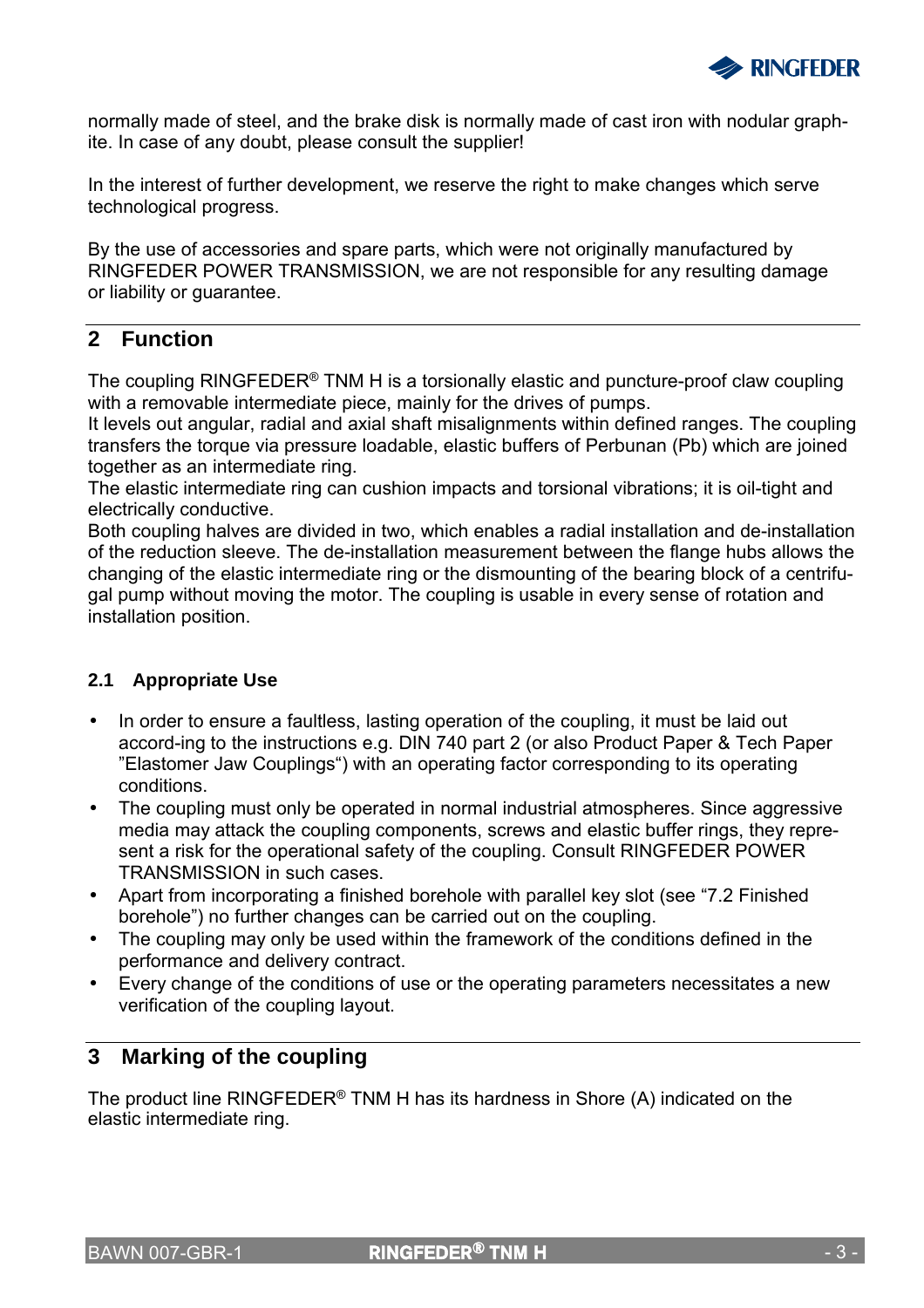normally made of steel, and the brake disk is normally made of cast iron with nodular graphite. In case of any doubt, please consult the supplier!

In the interest of further development, we reserve the right to make changes which serve technological progress.

By the use of accessories and spare parts, which were not originally manufactured by RINGFEDER POWER TRANSMISSION, we are not responsible for any resulting damage or liability or guarantee.

## 2 Function

The coupling RINGFEDER® TNM H is a torsionally elastic and puncture-proof claw coupling with a removable intermediate piece, mainly for the drives of pumps.
It levels out angular, radial and axial shaft misalignments within defined ranges. The coupling transfers the torque via pressure loadable, elastic buffers of Perbunan (Pb) which are joined together as an intermediate ring.
The elastic intermediate ring can cushion impacts and torsional vibrations; it is oil-tight and electrically conductive.
Both coupling halves are divided in two, which enables a radial installation and de-installation of the reduction sleeve. The de-installation measurement between the flange hubs allows the changing of the elastic intermediate ring or the dismounting of the bearing block of a centrifugal pump without moving the motor. The coupling is usable in every sense of rotation and installation position.

### 2.1 Appropriate Use

- In order to ensure a faultless, lasting operation of the coupling, it must be laid out accord-ing to the instructions e.g. DIN 740 part 2 (or also Product Paper & Tech Paper "Elastomer Jaw Couplings") with an operating factor corresponding to its operating conditions.
- The coupling must only be operated in normal industrial atmospheres. Since aggressive media may attack the coupling components, screws and elastic buffer rings, they represent a risk for the operational safety of the coupling. Consult RINGFEDER POWER TRANSMISSION in such cases.
- Apart from incorporating a finished borehole with parallel key slot (see "7.2 Finished borehole") no further changes can be carried out on the coupling.
- The coupling may only be used within the framework of the conditions defined in the performance and delivery contract.
- Every change of the conditions of use or the operating parameters necessitates a new verification of the coupling layout.

## 3 Marking of the coupling

The product line RINGFEDER® TNM H has its hardness in Shore (A) indicated on the elastic intermediate ring.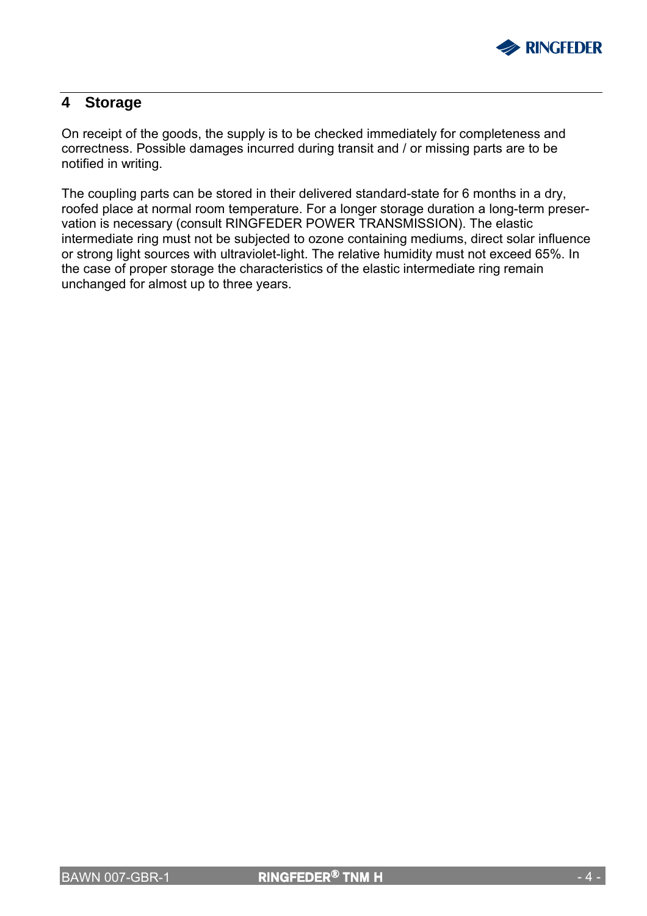# 4 Storage

On receipt of the goods, the supply is to be checked immediately for completeness and correctness. Possible damages incurred during transit and / or missing parts are to be notified in writing.

The coupling parts can be stored in their delivered standard-state for 6 months in a dry, roofed place at normal room temperature. For a longer storage duration a long-term preservation is necessary (consult RINGFEDER POWER TRANSMISSION). The elastic intermediate ring must not be subjected to ozone containing mediums, direct solar influence or strong light sources with ultraviolet-light. The relative humidity must not exceed 65%. In the case of proper storage the characteristics of the elastic intermediate ring remain unchanged for almost up to three years.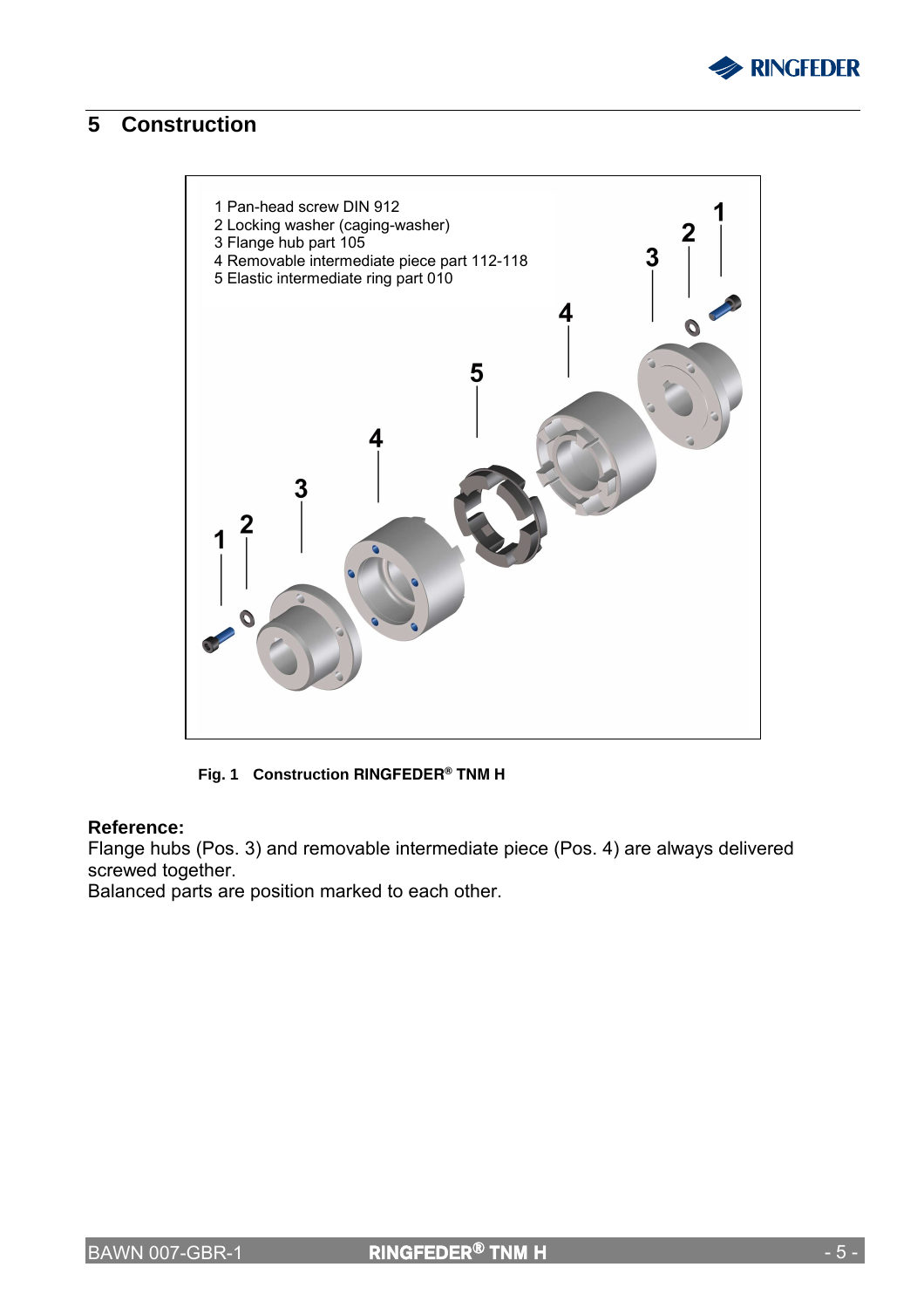# 5 Construction

1 Pan-head screw DIN 912
2 Locking washer (caging-washer)
3 Flange hub part 105
4 Removable intermediate piece part 112-118
5 Elastic intermediate ring part 010

**Fig. 1 Construction RINGFEDER® TNM H**

**Reference:**
Flange hubs (Pos. 3) and removable intermediate piece (Pos. 4) are always delivered screwed together.
Balanced parts are position marked to each other.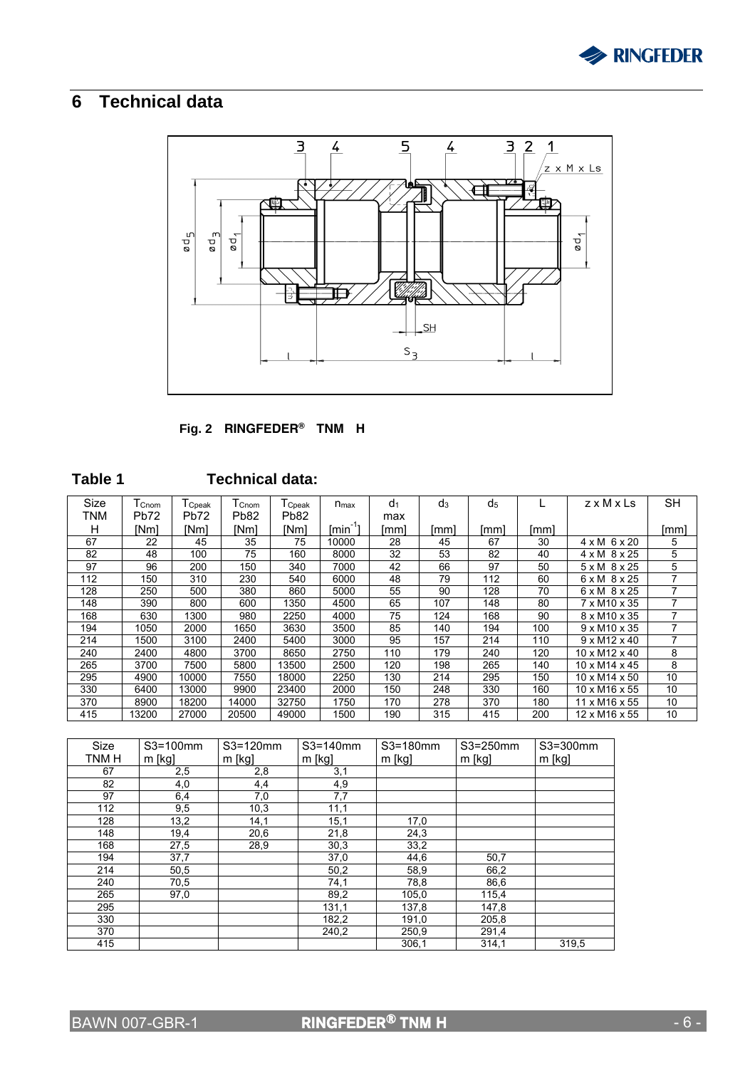# 6 Technical data

Fig. 2 **RINGFEDER® TNM H**

## Table 1 Technical data:

| Size TNM H | $T_{Cnom}$ Pb72 [Nm] | $T_{Cpeak}$ Pb72 [Nm] | $T_{Cnom}$ Pb82 [Nm] | $T_{Cpeak}$ Pb82 [Nm] | $n_{max}$ [$min^{-1}$] | $d_1$ max [mm] | $d_3$ [mm] | $d_5$ [mm] | L [mm] | z x M x Ls | SH [mm] |
|---|---|---|---|---|---|---|---|---|---|---|---|
| 67 | 22 | 45 | 35 | 75 | 10000 | 28 | 45 | 67 | 30 | 4 x M 6 x 20 | 5 |
| 82 | 48 | 100 | 75 | 160 | 8000 | 32 | 53 | 82 | 40 | 4 x M 8 x 25 | 5 |
| 97 | 96 | 200 | 150 | 340 | 7000 | 42 | 66 | 97 | 50 | 5 x M 8 x 25 | 5 |
| 112 | 150 | 310 | 230 | 540 | 6000 | 48 | 79 | 112 | 60 | 6 x M 8 x 25 | 7 |
| 128 | 250 | 500 | 380 | 860 | 5000 | 55 | 90 | 128 | 70 | 6 x M 8 x 25 | 7 |
| 148 | 390 | 800 | 600 | 1350 | 4500 | 65 | 107 | 148 | 80 | 7 x M10 x 35 | 7 |
| 168 | 630 | 1300 | 980 | 2250 | 4000 | 75 | 124 | 168 | 90 | 8 x M10 x 35 | 7 |
| 194 | 1050 | 2000 | 1650 | 3630 | 3500 | 85 | 140 | 194 | 100 | 9 x M10 x 35 | 7 |
| 214 | 1500 | 3100 | 2400 | 5400 | 3000 | 95 | 157 | 214 | 110 | 9 x M12 x 40 | 7 |
| 240 | 2400 | 4800 | 3700 | 8650 | 2750 | 110 | 179 | 240 | 120 | 10 x M12 x 40 | 8 |
| 265 | 3700 | 7500 | 5800 | 13500 | 2500 | 120 | 198 | 265 | 140 | 10 x M14 x 45 | 8 |
| 295 | 4900 | 10000 | 7550 | 18000 | 2250 | 130 | 214 | 295 | 150 | 10 x M14 x 50 | 10 |
| 330 | 6400 | 13000 | 9900 | 23400 | 2000 | 150 | 248 | 330 | 160 | 10 x M16 x 55 | 10 |
| 370 | 8900 | 18200 | 14000 | 32750 | 1750 | 170 | 278 | 370 | 180 | 11 x M16 x 55 | 10 |
| 415 | 13200 | 27000 | 20500 | 49000 | 1500 | 190 | 315 | 415 | 200 | 12 x M16 x 55 | 10 |

| Size TNM H | S3=100mm m [kg] | S3=120mm m [kg] | S3=140mm m [kg] | S3=180mm m [kg] | S3=250mm m [kg] | S3=300mm m [kg] |
|---|---|---|---|---|---|---|
| 67 | 2,5 | 2,8 | 3,1 | | | |
| 82 | 4,0 | 4,4 | 4,9 | | | |
| 97 | 6,4 | 7,0 | 7,7 | | | |
| 112 | 9,5 | 10,3 | 11,1 | | | |
| 128 | 13,2 | 14,1 | 15,1 | 17,0 | | |
| 148 | 19,4 | 20,6 | 21,8 | 24,3 | | |
| 168 | 27,5 | 28,9 | 30,3 | 33,2 | | |
| 194 | 37,7 | | 37,0 | 44,6 | 50,7 | |
| 214 | 50,5 | | 50,2 | 58,9 | 66,2 | |
| 240 | 70,5 | | 74,1 | 78,8 | 86,6 | |
| 265 | 97,0 | | 89,2 | 105,0 | 115,4 | |
| 295 | | | 131,1 | 137,8 | 147,8 | |
| 330 | | | 182,2 | 191,0 | 205,8 | |
| 370 | | | 240,2 | 250,9 | 291,4 | |
| 415 | | | | 306,1 | 314,1 | 319,5 |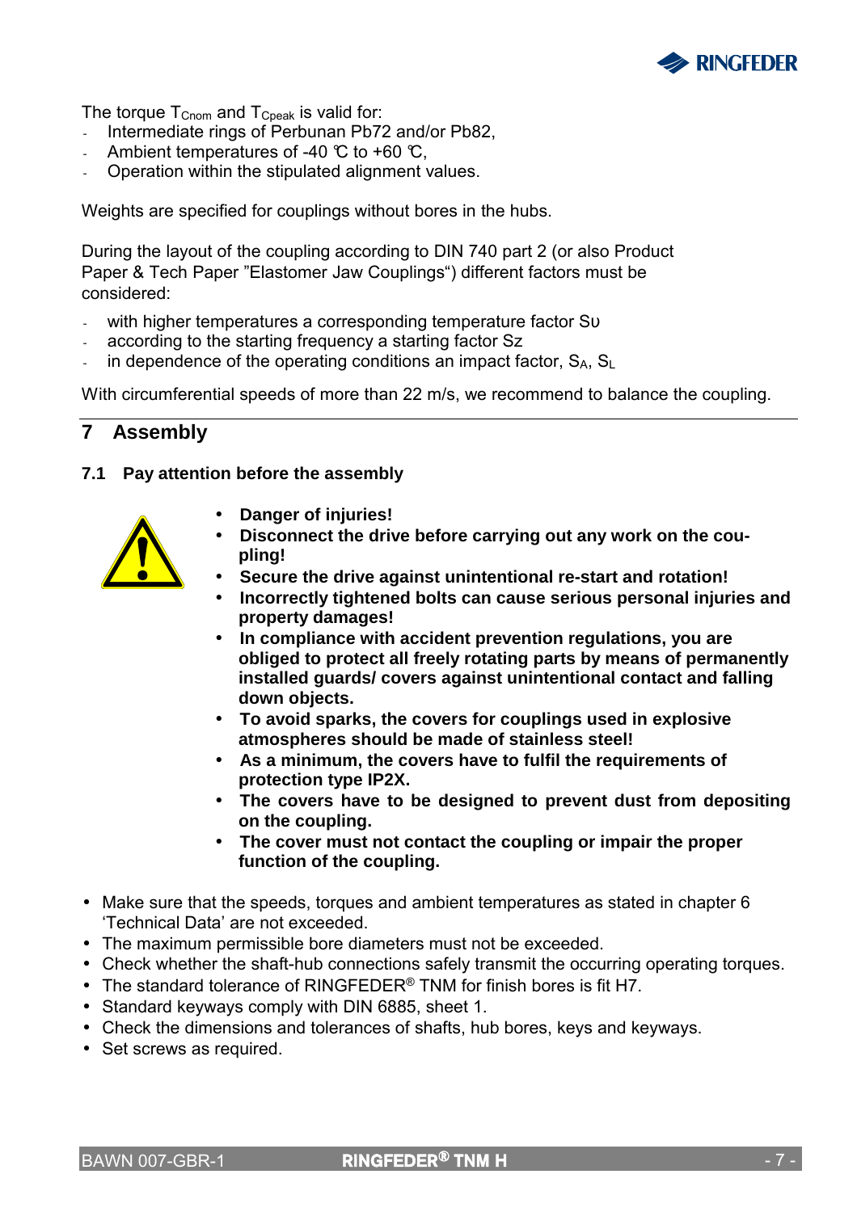The torque $T_{Cnom}$ and $T_{Cpeak}$ is valid for:

- Intermediate rings of Perbunan Pb72 and/or Pb82,
- Ambient temperatures of -40 ℃ to +60 ℃,
- Operation within the stipulated alignment values.

Weights are specified for couplings without bores in the hubs.

During the layout of the coupling according to DIN 740 part 2 (or also Product Paper & Tech Paper "Elastomer Jaw Couplings") different factors must be considered:

- with higher temperatures a corresponding temperature factor $S\upsilon$
- according to the starting frequency a starting factor Sz
- in dependence of the operating conditions an impact factor, $S_A$, $S_L$

With circumferential speeds of more than 22 m/s, we recommend to balance the coupling.

## 7 Assembly

### 7.1 Pay attention before the assembly

- **Danger of injuries!**
- **Disconnect the drive before carrying out any work on the coupling!**
- **Secure the drive against unintentional re-start and rotation!**
- **Incorrectly tightened bolts can cause serious personal injuries and property damages!**
- **In compliance with accident prevention regulations, you are obliged to protect all freely rotating parts by means of permanently installed guards/ covers against unintentional contact and falling down objects.**
- **To avoid sparks, the covers for couplings used in explosive atmospheres should be made of stainless steel!**
- **As a minimum, the covers have to fulfil the requirements of protection type IP2X.**
- **The covers have to be designed to prevent dust from depositing on the coupling.**
- **The cover must not contact the coupling or impair the proper function of the coupling.**

- Make sure that the speeds, torques and ambient temperatures as stated in chapter 6 'Technical Data' are not exceeded.
- The maximum permissible bore diameters must not be exceeded.
- Check whether the shaft-hub connections safely transmit the occurring operating torques.
- The standard tolerance of RINGFEDER® TNM for finish bores is fit H7.
- Standard keyways comply with DIN 6885, sheet 1.
- Check the dimensions and tolerances of shafts, hub bores, keys and keyways.
- Set screws as required.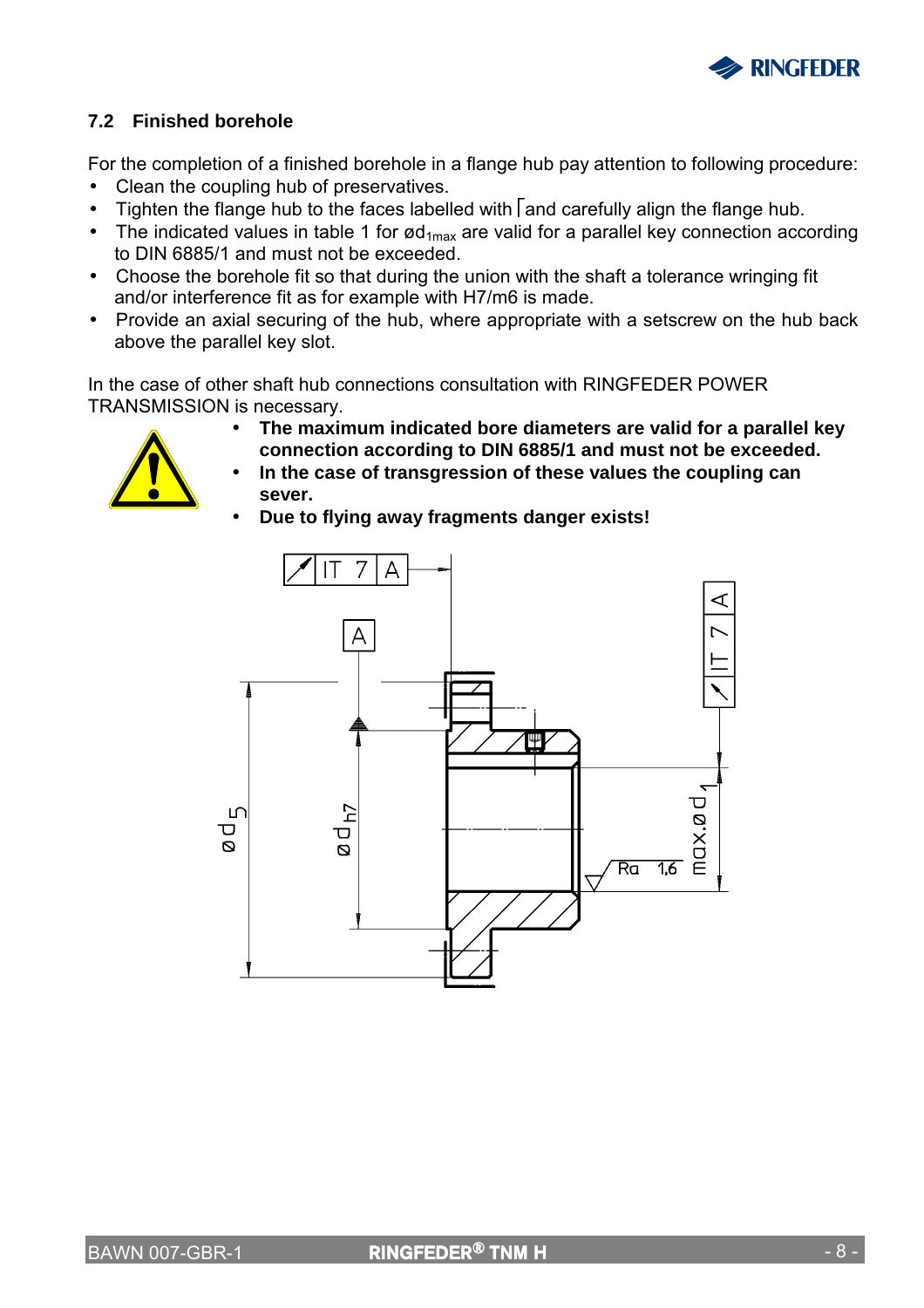## 7.2 Finished borehole

For the completion of a finished borehole in a flange hub pay attention to following procedure:

- Clean the coupling hub of preservatives.
- Tighten the flange hub to the faces labelled with ⌈ and carefully align the flange hub.
- The indicated values in table 1 for $ød_{1max}$ are valid for a parallel key connection according to DIN 6885/1 and must not be exceeded.
- Choose the borehole fit so that during the union with the shaft a tolerance wringing fit and/or interference fit as for example with H7/m6 is made.
- Provide an axial securing of the hub, where appropriate with a setscrew on the hub back above the parallel key slot.

In the case of other shaft hub connections consultation with RINGFEDER POWER TRANSMISSION is necessary.

- **The maximum indicated bore diameters are valid for a parallel key connection according to DIN 6885/1 and must not be exceeded.**
- **In the case of transgression of these values the coupling can sever.**
- **Due to flying away fragments danger exists!**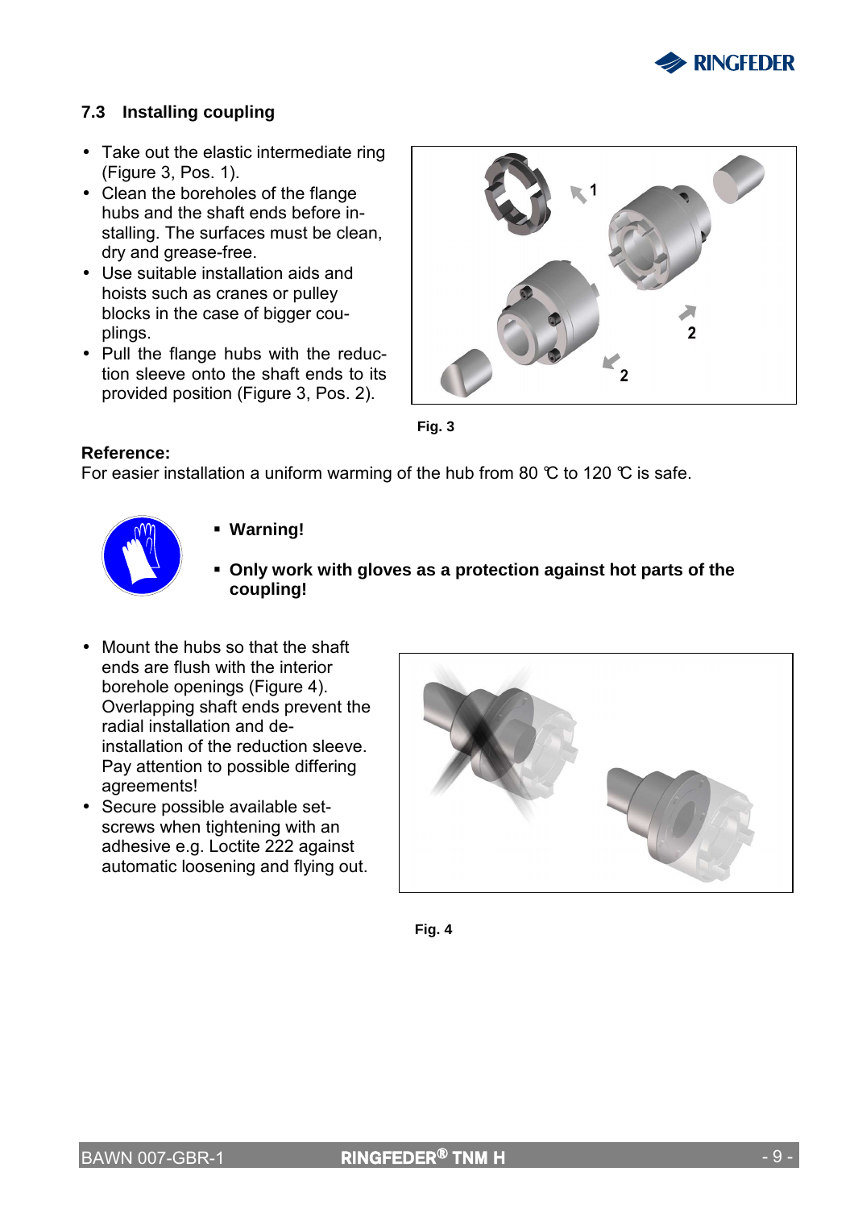### 7.3 Installing coupling

- Take out the elastic intermediate ring (Figure 3, Pos. 1).
- Clean the boreholes of the flange hubs and the shaft ends before installing. The surfaces must be clean, dry and grease-free.
- Use suitable installation aids and hoists such as cranes or pulley blocks in the case of bigger couplings.
- Pull the flange hubs with the reduction sleeve onto the shaft ends to its provided position (Figure 3, Pos. 2).

**Fig. 3**

**Reference:**
For easier installation a uniform warming of the hub from 80 °C to 120 °C is safe.

- **Warning!**
- **Only work with gloves as a protection against hot parts of the coupling!**

- Mount the hubs so that the shaft ends are flush with the interior borehole openings (Figure 4). Overlapping shaft ends prevent the radial installation and de-installation of the reduction sleeve. Pay attention to possible differing agreements!
- Secure possible available set-screws when tightening with an adhesive e.g. Loctite 222 against automatic loosening and flying out.

**Fig. 4**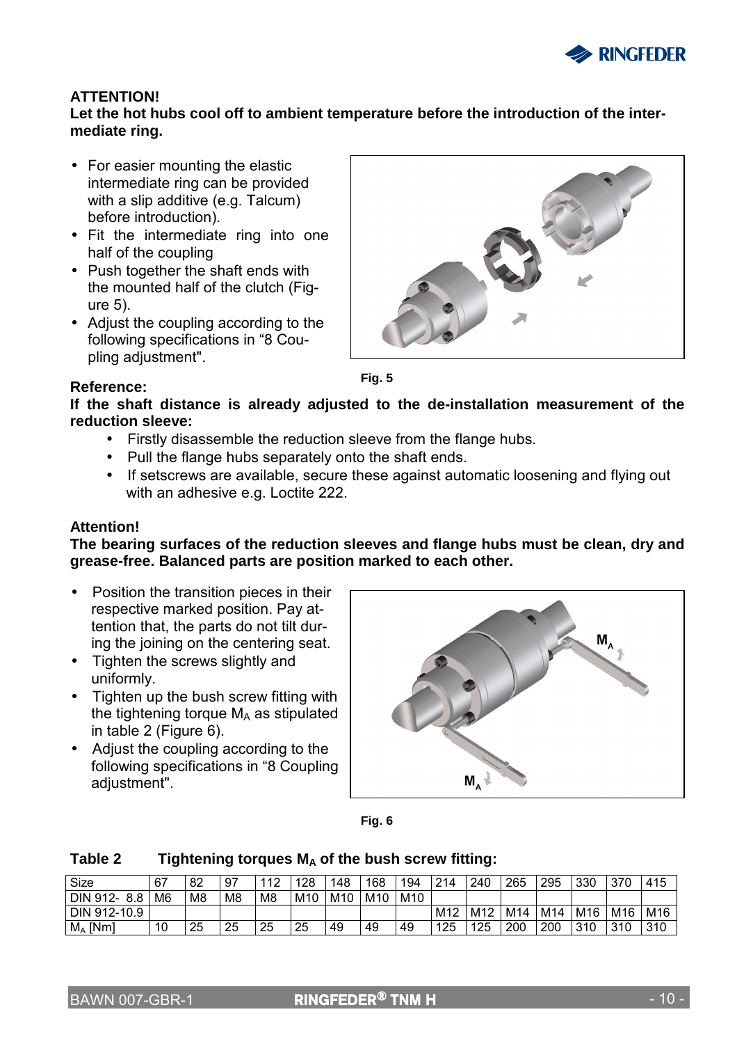**ATTENTION!**
**Let the hot hubs cool off to ambient temperature before the introduction of the intermediate ring.**

- For easier mounting the elastic intermediate ring can be provided with a slip additive (e.g. Talcum) before introduction).
- Fit the intermediate ring into one half of the coupling
- Push together the shaft ends with the mounted half of the clutch (Figure 5).
- Adjust the coupling according to the following specifications in "8 Coupling adjustment".

**Fig. 5**

**Reference:**
**If the shaft distance is already adjusted to the de-installation measurement of the reduction sleeve:**

- Firstly disassemble the reduction sleeve from the flange hubs.
- Pull the flange hubs separately onto the shaft ends.
- If setscrews are available, secure these against automatic loosening and flying out with an adhesive e.g. Loctite 222.

**Attention!**
**The bearing surfaces of the reduction sleeves and flange hubs must be clean, dry and grease-free. Balanced parts are position marked to each other.**

- Position the transition pieces in their respective marked position. Pay attention that, the parts do not tilt during the joining on the centering seat.
- Tighten the screws slightly and uniformly.
- Tighten up the bush screw fitting with the tightening torque $M_A$ as stipulated in table 2 (Figure 6).
- Adjust the coupling according to the following specifications in "8 Coupling adjustment".

**Fig. 6**

**Table 2 Tightening torques $M_A$ of the bush screw fitting:**

| Size | 67 | 82 | 97 | 112 | 128 | 148 | 168 | 194 | 214 | 240 | 265 | 295 | 330 | 370 | 415 |
|---|---|---|---|---|---|---|---|---|---|---|---|---|---|---|---|
| DIN 912- 8.8 | M6 | M8 | M8 | M8 | M10 | M10 | M10 | M10 | | | | | | | |
| DIN 912-10.9 | | | | | | | | | M12 | M12 | M14 | M14 | M16 | M16 | M16 |
| $M_A$ [Nm] | 10 | 25 | 25 | 25 | 25 | 49 | 49 | 49 | 125 | 125 | 200 | 200 | 310 | 310 | 310 |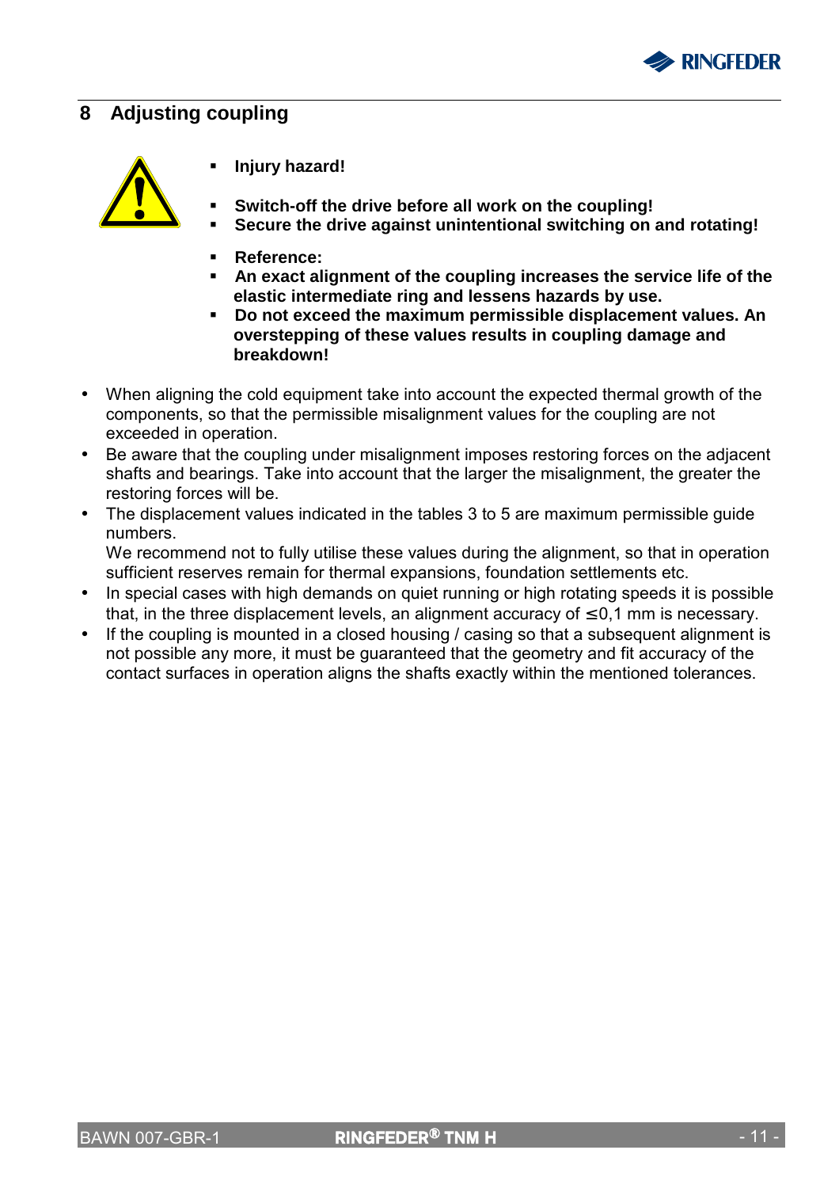## 8 Adjusting coupling

- **Injury hazard!**

- **Switch-off the drive before all work on the coupling!**
- **Secure the drive against unintentional switching on and rotating!**

- **Reference:**
- **An exact alignment of the coupling increases the service life of the elastic intermediate ring and lessens hazards by use.**
- **Do not exceed the maximum permissible displacement values. An overstepping of these values results in coupling damage and breakdown!**

- When aligning the cold equipment take into account the expected thermal growth of the components, so that the permissible misalignment values for the coupling are not exceeded in operation.
- Be aware that the coupling under misalignment imposes restoring forces on the adjacent shafts and bearings. Take into account that the larger the misalignment, the greater the restoring forces will be.
- The displacement values indicated in the tables 3 to 5 are maximum permissible guide numbers.
  We recommend not to fully utilise these values during the alignment, so that in operation sufficient reserves remain for thermal expansions, foundation settlements etc.
- In special cases with high demands on quiet running or high rotating speeds it is possible that, in the three displacement levels, an alignment accuracy of $\leq$0,1 mm is necessary.
- If the coupling is mounted in a closed housing / casing so that a subsequent alignment is not possible any more, it must be guaranteed that the geometry and fit accuracy of the contact surfaces in operation aligns the shafts exactly within the mentioned tolerances.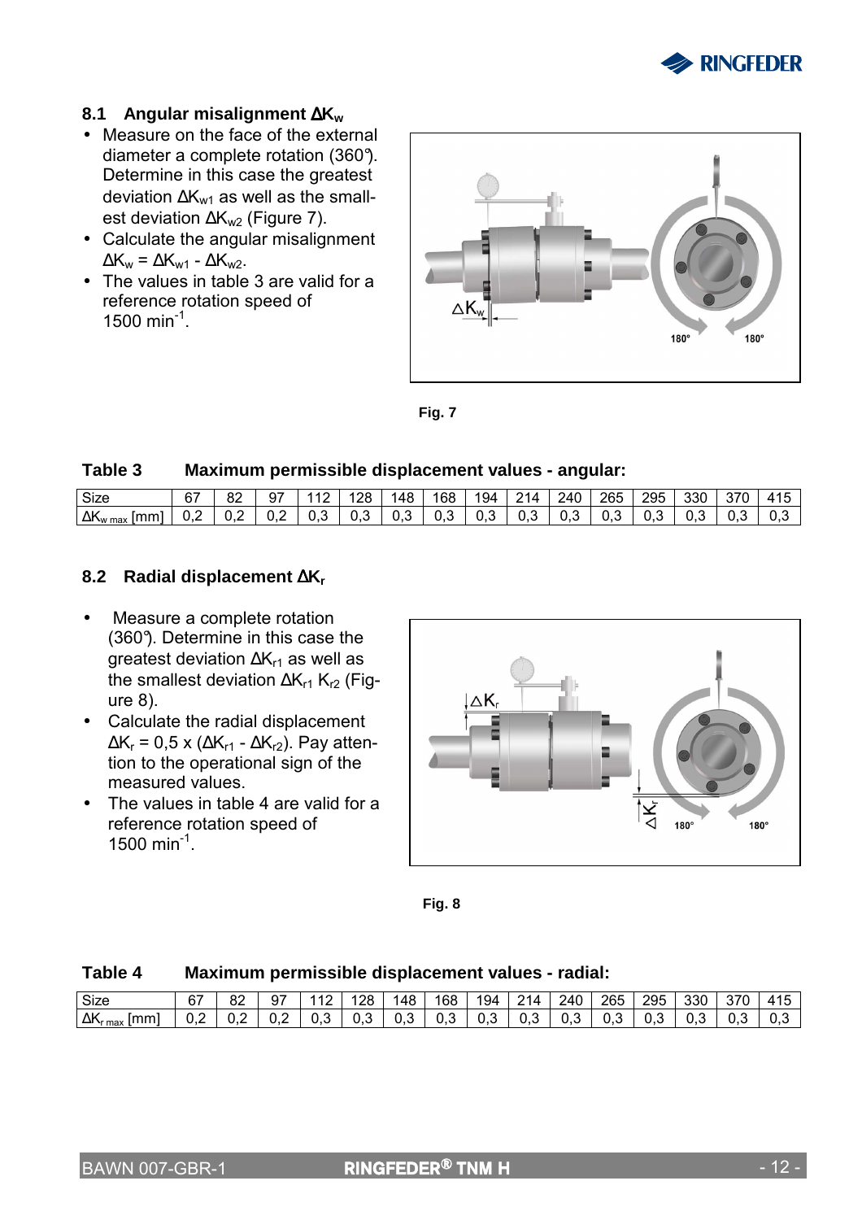### 8.1 Angular misalignment $\Delta K_w$

- Measure on the face of the external diameter a complete rotation (360°). Determine in this case the greatest deviation $\Delta K_{w1}$ as well as the smallest deviation $\Delta K_{w2}$ (Figure 7).
- Calculate the angular misalignment $\Delta K_w = \Delta K_{w1} - \Delta K_{w2}$.
- The values in table 3 are valid for a reference rotation speed of 1500 $min^{-1}$.

**Fig. 7**

**Table 3 Maximum permissible displacement values - angular:**

| Size | 67 | 82 | 97 | 112 | 128 | 148 | 168 | 194 | 214 | 240 | 265 | 295 | 330 | 370 | 415 |
|---|---|---|---|---|---|---|---|---|---|---|---|---|---|---|---|
| $\Delta K_{w\,max}$ [mm] | 0,2 | 0,2 | 0,2 | 0,3 | 0,3 | 0,3 | 0,3 | 0,3 | 0,3 | 0,3 | 0,3 | 0,3 | 0,3 | 0,3 | 0,3 |

### 8.2 Radial displacement $\Delta K_r$

- Measure a complete rotation (360°). Determine in this case the greatest deviation $\Delta K_{r1}$ as well as the smallest deviation $\Delta K_{r1}$ $K_{r2}$ (Figure 8).
- Calculate the radial displacement $\Delta K_r = 0{,}5 \times (\Delta K_{r1} - \Delta K_{r2})$. Pay attention to the operational sign of the measured values.
- The values in table 4 are valid for a reference rotation speed of 1500 $min^{-1}$.

**Fig. 8**

**Table 4 Maximum permissible displacement values - radial:**

| Size | 67 | 82 | 97 | 112 | 128 | 148 | 168 | 194 | 214 | 240 | 265 | 295 | 330 | 370 | 415 |
|---|---|---|---|---|---|---|---|---|---|---|---|---|---|---|---|
| $\Delta K_{r\,max}$ [mm] | 0,2 | 0,2 | 0,2 | 0,3 | 0,3 | 0,3 | 0,3 | 0,3 | 0,3 | 0,3 | 0,3 | 0,3 | 0,3 | 0,3 | 0,3 |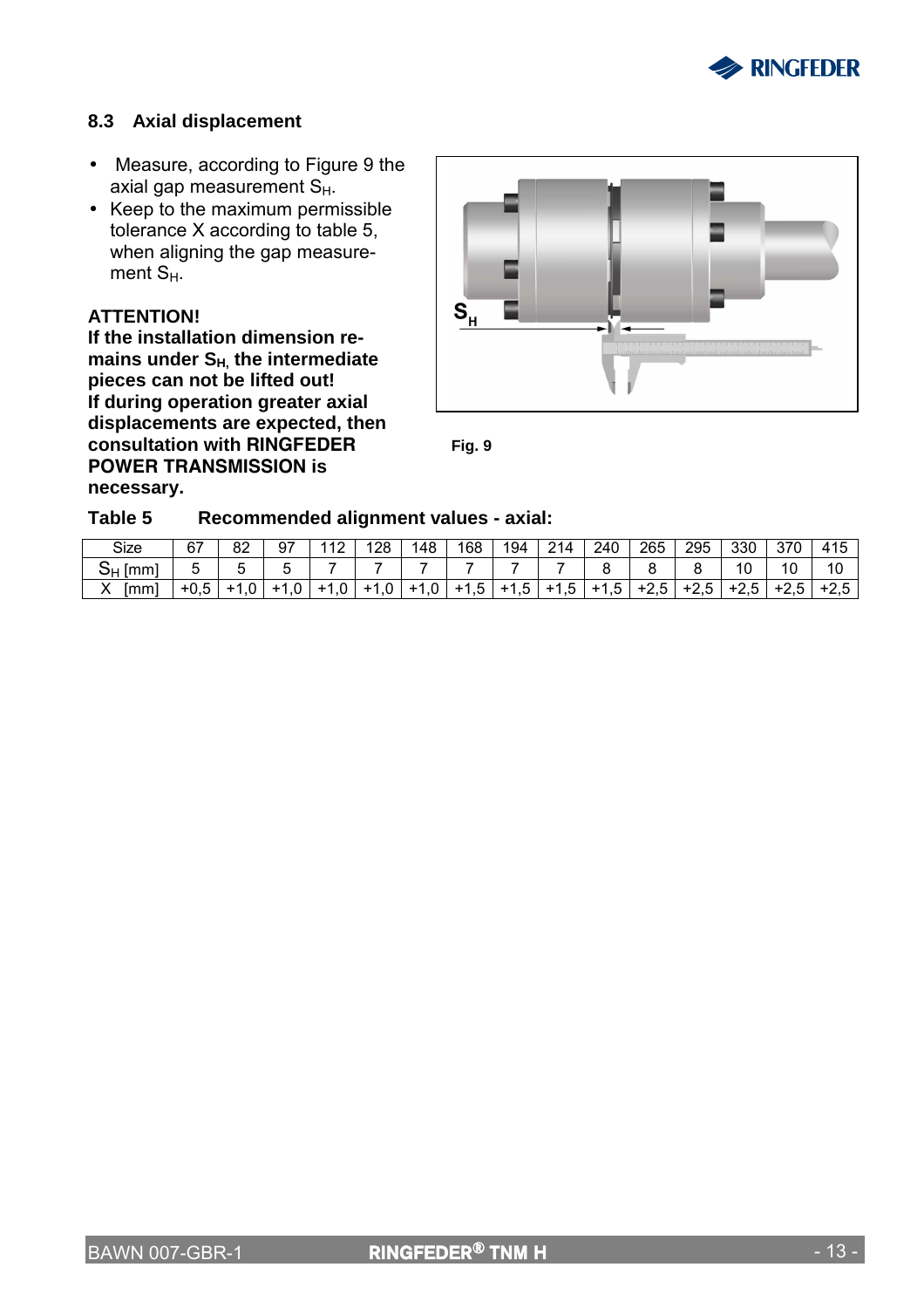### 8.3 Axial displacement

- Measure, according to Figure 9 the axial gap measurement $S_H$.
- Keep to the maximum permissible tolerance X according to table 5, when aligning the gap measurement $S_H$.

**ATTENTION!**
**If the installation dimension remains under $S_H$, the intermediate pieces can not be lifted out!**
**If during operation greater axial displacements are expected, then consultation with RINGFEDER POWER TRANSMISSION is necessary.**

**Fig. 9**

**Table 5 Recommended alignment values - axial:**

| Size | 67 | 82 | 97 | 112 | 128 | 148 | 168 | 194 | 214 | 240 | 265 | 295 | 330 | 370 | 415 |
|---|---|---|---|---|---|---|---|---|---|---|---|---|---|---|---|
| $S_H$ [mm] | 5 | 5 | 5 | 7 | 7 | 7 | 7 | 7 | 7 | 8 | 8 | 8 | 10 | 10 | 10 |
| X [mm] | +0,5 | +1,0 | +1,0 | +1,0 | +1,0 | +1,0 | +1,5 | +1,5 | +1,5 | +1,5 | +2,5 | +2,5 | +2,5 | +2,5 | +2,5 |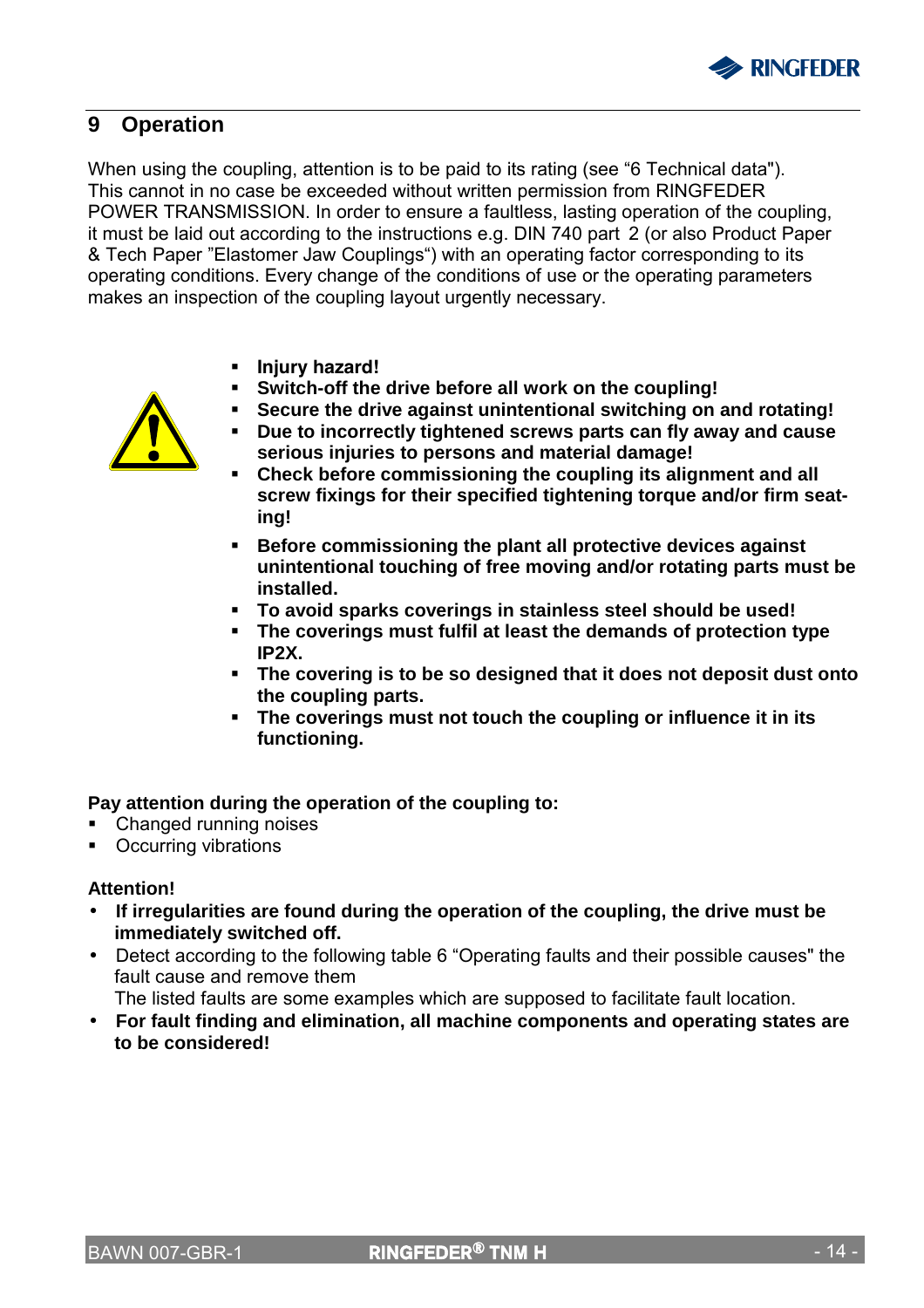# 9 Operation

When using the coupling, attention is to be paid to its rating (see “6 Technical data"). This cannot in no case be exceeded without written permission from RINGFEDER POWER TRANSMISSION. In order to ensure a faultless, lasting operation of the coupling, it must be laid out according to the instructions e.g. DIN 740 part 2 (or also Product Paper & Tech Paper ”Elastomer Jaw Couplings“) with an operating factor corresponding to its operating conditions. Every change of the conditions of use or the operating parameters makes an inspection of the coupling layout urgently necessary.

- **Injury hazard!**
- **Switch-off the drive before all work on the coupling!**
- **Secure the drive against unintentional switching on and rotating!**
- **Due to incorrectly tightened screws parts can fly away and cause serious injuries to persons and material damage!**
- **Check before commissioning the coupling its alignment and all screw fixings for their specified tightening torque and/or firm seating!**
- **Before commissioning the plant all protective devices against unintentional touching of free moving and/or rotating parts must be installed.**
- **To avoid sparks coverings in stainless steel should be used!**
- **The coverings must fulfil at least the demands of protection type IP2X.**
- **The covering is to be so designed that it does not deposit dust onto the coupling parts.**
- **The coverings must not touch the coupling or influence it in its functioning.**

**Pay attention during the operation of the coupling to:**

- Changed running noises
- Occurring vibrations

**Attention!**

- **If irregularities are found during the operation of the coupling, the drive must be immediately switched off.**
- Detect according to the following table 6 “Operating faults and their possible causes" the fault cause and remove them
  The listed faults are some examples which are supposed to facilitate fault location.
- **For fault finding and elimination, all machine components and operating states are to be considered!**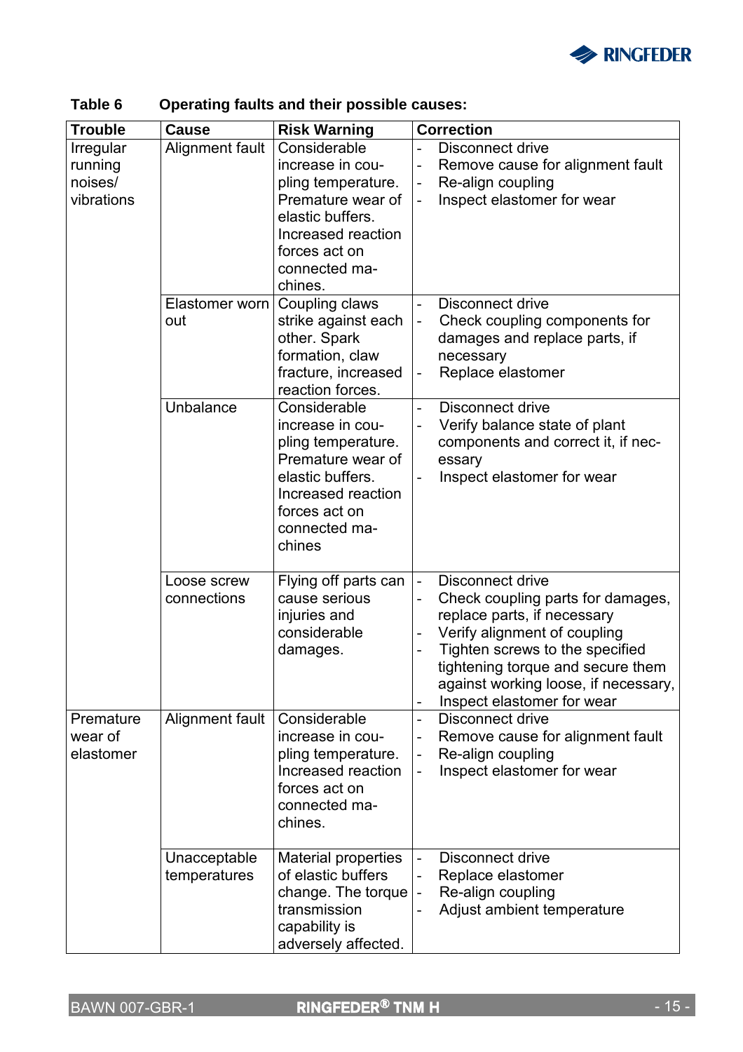**Table 6 Operating faults and their possible causes:**

| Trouble | Cause | Risk Warning | Correction |
|---|---|---|---|
| Irregular running noises/ vibrations | Alignment fault | Considerable increase in coupling temperature. Premature wear of elastic buffers. Increased reaction forces act on connected machines. | - Disconnect drive<br>- Remove cause for alignment fault<br>- Re-align coupling<br>- Inspect elastomer for wear |
| | Elastomer worn out | Coupling claws strike against each other. Spark formation, claw fracture, increased reaction forces. | - Disconnect drive<br>- Check coupling components for damages and replace parts, if necessary<br>- Replace elastomer |
| | Unbalance | Considerable increase in coupling temperature. Premature wear of elastic buffers. Increased reaction forces act on connected machines | - Disconnect drive<br>- Verify balance state of plant components and correct it, if necessary<br>- Inspect elastomer for wear |
| | Loose screw connections | Flying off parts can cause serious injuries and considerable damages. | - Disconnect drive<br>- Check coupling parts for damages, replace parts, if necessary<br>- Verify alignment of coupling<br>- Tighten screws to the specified tightening torque and secure them against working loose, if necessary,<br>- Inspect elastomer for wear |
| Premature wear of elastomer | Alignment fault | Considerable increase in coupling temperature. Increased reaction forces act on connected machines. | - Disconnect drive<br>- Remove cause for alignment fault<br>- Re-align coupling<br>- Inspect elastomer for wear |
| | Unacceptable temperatures | Material properties of elastic buffers change. The torque transmission capability is adversely affected. | - Disconnect drive<br>- Replace elastomer<br>- Re-align coupling<br>- Adjust ambient temperature |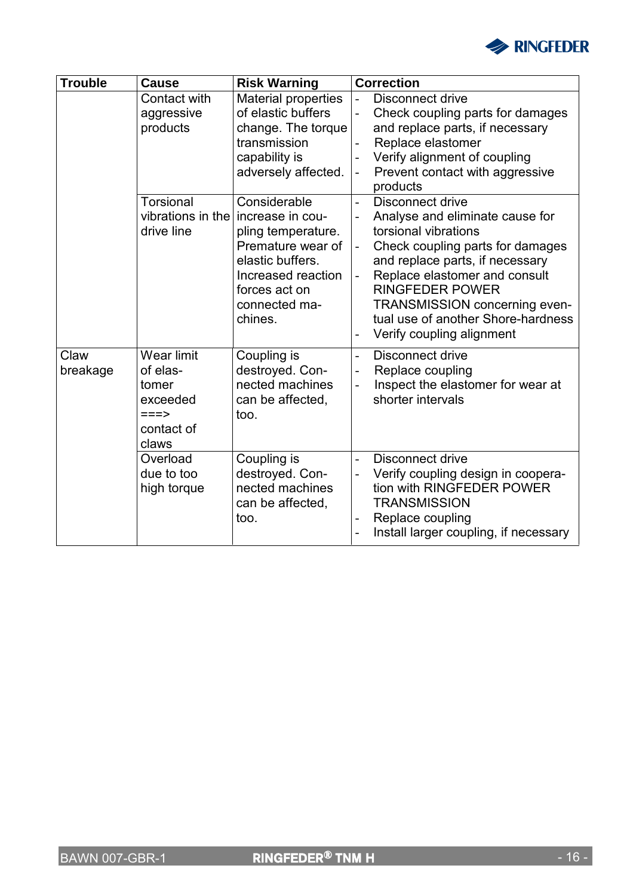| Trouble | Cause | Risk Warning | Correction |
|---|---|---|---|
| | Contact with aggressive products | Material properties of elastic buffers change. The torque transmission capability is adversely affected. | - Disconnect drive<br>- Check coupling parts for damages and replace parts, if necessary<br>- Replace elastomer<br>- Verify alignment of coupling<br>- Prevent contact with aggressive products |
| | Torsional vibrations in the drive line | Considerable increase in coupling temperature. Premature wear of elastic buffers. Increased reaction forces act on connected machines. | - Disconnect drive<br>- Analyse and eliminate cause for torsional vibrations<br>- Check coupling parts for damages and replace parts, if necessary<br>- Replace elastomer and consult RINGFEDER POWER TRANSMISSION concerning eventual use of another Shore-hardness<br>- Verify coupling alignment |
| Claw breakage | Wear limit of elastomer exceeded ===> contact of claws | Coupling is destroyed. Connected machines can be affected, too. | - Disconnect drive<br>- Replace coupling<br>- Inspect the elastomer for wear at shorter intervals |
| | Overload due to too high torque | Coupling is destroyed. Connected machines can be affected, too. | - Disconnect drive<br>- Verify coupling design in cooperation with RINGFEDER POWER TRANSMISSION<br>- Replace coupling<br>- Install larger coupling, if necessary |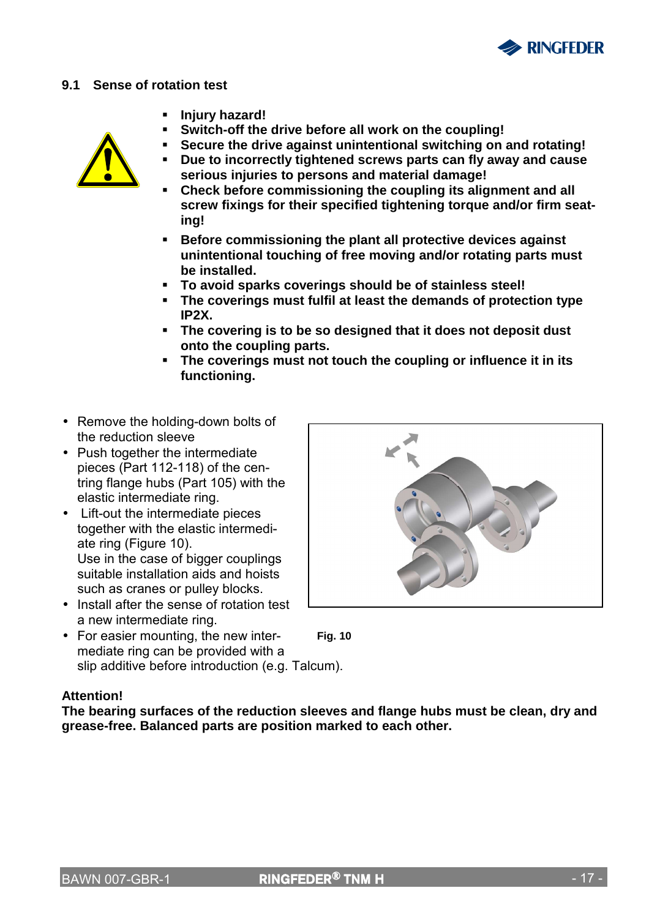## 9.1 Sense of rotation test

- **Injury hazard!**
- **Switch-off the drive before all work on the coupling!**
- **Secure the drive against unintentional switching on and rotating!**
- **Due to incorrectly tightened screws parts can fly away and cause serious injuries to persons and material damage!**
- **Check before commissioning the coupling its alignment and all screw fixings for their specified tightening torque and/or firm seating!**
- **Before commissioning the plant all protective devices against unintentional touching of free moving and/or rotating parts must be installed.**
- **To avoid sparks coverings should be of stainless steel!**
- **The coverings must fulfil at least the demands of protection type IP2X.**
- **The covering is to be so designed that it does not deposit dust onto the coupling parts.**
- **The coverings must not touch the coupling or influence it in its functioning.**

- Remove the holding-down bolts of the reduction sleeve
- Push together the intermediate pieces (Part 112-118) of the centring flange hubs (Part 105) with the elastic intermediate ring.
- Lift-out the intermediate pieces together with the elastic intermediate ring (Figure 10).
  Use in the case of bigger couplings suitable installation aids and hoists such as cranes or pulley blocks.
- Install after the sense of rotation test a new intermediate ring.
- For easier mounting, the new intermediate ring can be provided with a slip additive before introduction (e.g. Talcum).

**Fig. 10**

**Attention!**
**The bearing surfaces of the reduction sleeves and flange hubs must be clean, dry and grease-free. Balanced parts are position marked to each other.**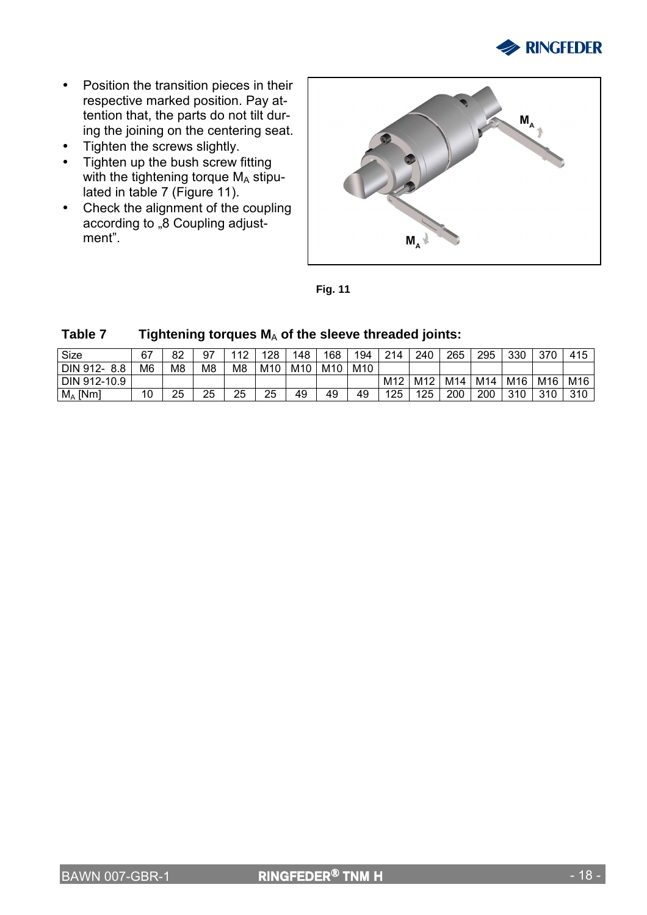- Position the transition pieces in their respective marked position. Pay attention that, the parts do not tilt during the joining on the centering seat.
- Tighten the screws slightly.
- Tighten up the bush screw fitting with the tightening torque $M_A$ stipulated in table 7 (Figure 11).
- Check the alignment of the coupling according to „8 Coupling adjustment".

**Fig. 11**

**Table 7 Tightening torques $M_A$ of the sleeve threaded joints:**

| Size | 67 | 82 | 97 | 112 | 128 | 148 | 168 | 194 | 214 | 240 | 265 | 295 | 330 | 370 | 415 |
|---|---|---|---|---|---|---|---|---|---|---|---|---|---|---|---|
| DIN 912- 8.8 | M6 | M8 | M8 | M8 | M10 | M10 | M10 | M10 | | | | | | | |
| DIN 912-10.9 | | | | | | | | | M12 | M12 | M14 | M14 | M16 | M16 | M16 |
| $M_A$ [Nm] | 10 | 25 | 25 | 25 | 25 | 49 | 49 | 49 | 125 | 125 | 200 | 200 | 310 | 310 | 310 |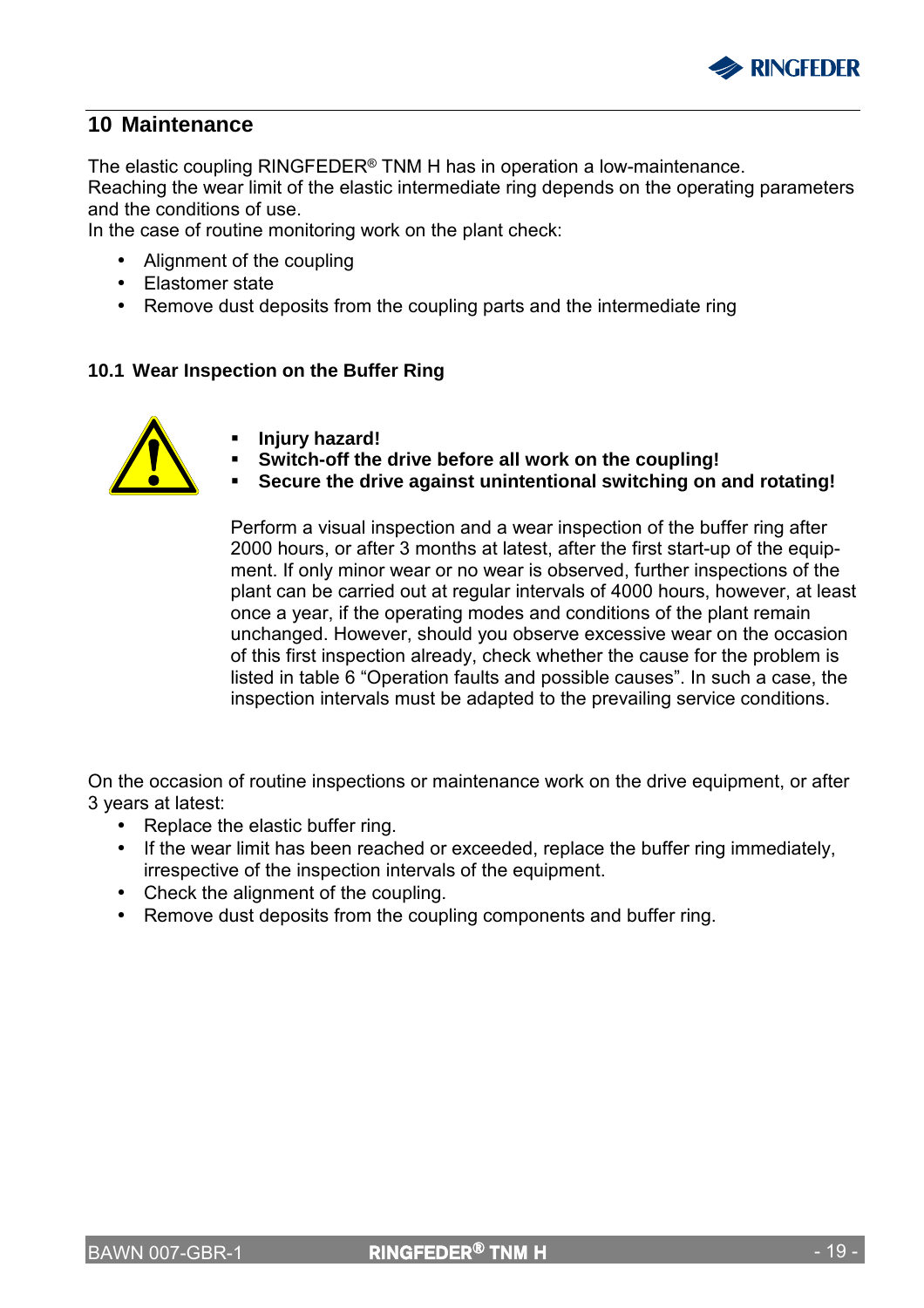## 10 Maintenance

The elastic coupling RINGFEDER® TNM H has in operation a low-maintenance.
Reaching the wear limit of the elastic intermediate ring depends on the operating parameters and the conditions of use.
In the case of routine monitoring work on the plant check:

- Alignment of the coupling
- Elastomer state
- Remove dust deposits from the coupling parts and the intermediate ring

### 10.1 Wear Inspection on the Buffer Ring

- **Injury hazard!**
- **Switch-off the drive before all work on the coupling!**
- **Secure the drive against unintentional switching on and rotating!**

Perform a visual inspection and a wear inspection of the buffer ring after 2000 hours, or after 3 months at latest, after the first start-up of the equipment. If only minor wear or no wear is observed, further inspections of the plant can be carried out at regular intervals of 4000 hours, however, at least once a year, if the operating modes and conditions of the plant remain unchanged. However, should you observe excessive wear on the occasion of this first inspection already, check whether the cause for the problem is listed in table 6 "Operation faults and possible causes". In such a case, the inspection intervals must be adapted to the prevailing service conditions.

On the occasion of routine inspections or maintenance work on the drive equipment, or after 3 years at latest:

- Replace the elastic buffer ring.
- If the wear limit has been reached or exceeded, replace the buffer ring immediately, irrespective of the inspection intervals of the equipment.
- Check the alignment of the coupling.
- Remove dust deposits from the coupling components and buffer ring.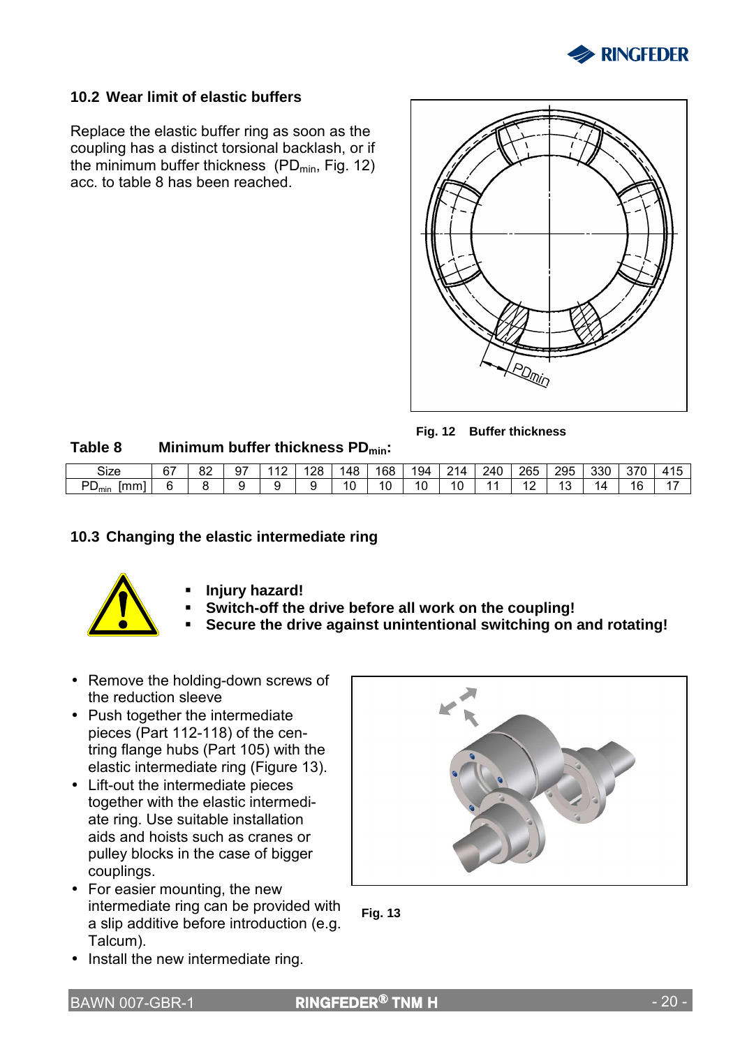## 10.2 Wear limit of elastic buffers

Replace the elastic buffer ring as soon as the coupling has a distinct torsional backlash, or if the minimum buffer thickness ($PD_{min}$, Fig. 12) acc. to table 8 has been reached.

**Fig. 12 Buffer thickness**

**Table 8 Minimum buffer thickness $PD_{min}$:**

| Size | 67 | 82 | 97 | 112 | 128 | 148 | 168 | 194 | 214 | 240 | 265 | 295 | 330 | 370 | 415 |
|---|---|---|---|---|---|---|---|---|---|---|---|---|---|---|---|
| $PD_{min}$ [mm] | 6 | 8 | 9 | 9 | 9 | 10 | 10 | 10 | 10 | 11 | 12 | 13 | 14 | 16 | 17 |

## 10.3 Changing the elastic intermediate ring

- **Injury hazard!**
- **Switch-off the drive before all work on the coupling!**
- **Secure the drive against unintentional switching on and rotating!**

- Remove the holding-down screws of the reduction sleeve
- Push together the intermediate pieces (Part 112-118) of the centring flange hubs (Part 105) with the elastic intermediate ring (Figure 13).
- Lift-out the intermediate pieces together with the elastic intermediate ring. Use suitable installation aids and hoists such as cranes or pulley blocks in the case of bigger couplings.
- For easier mounting, the new intermediate ring can be provided with a slip additive before introduction (e.g. Talcum).
- Install the new intermediate ring.

**Fig. 13**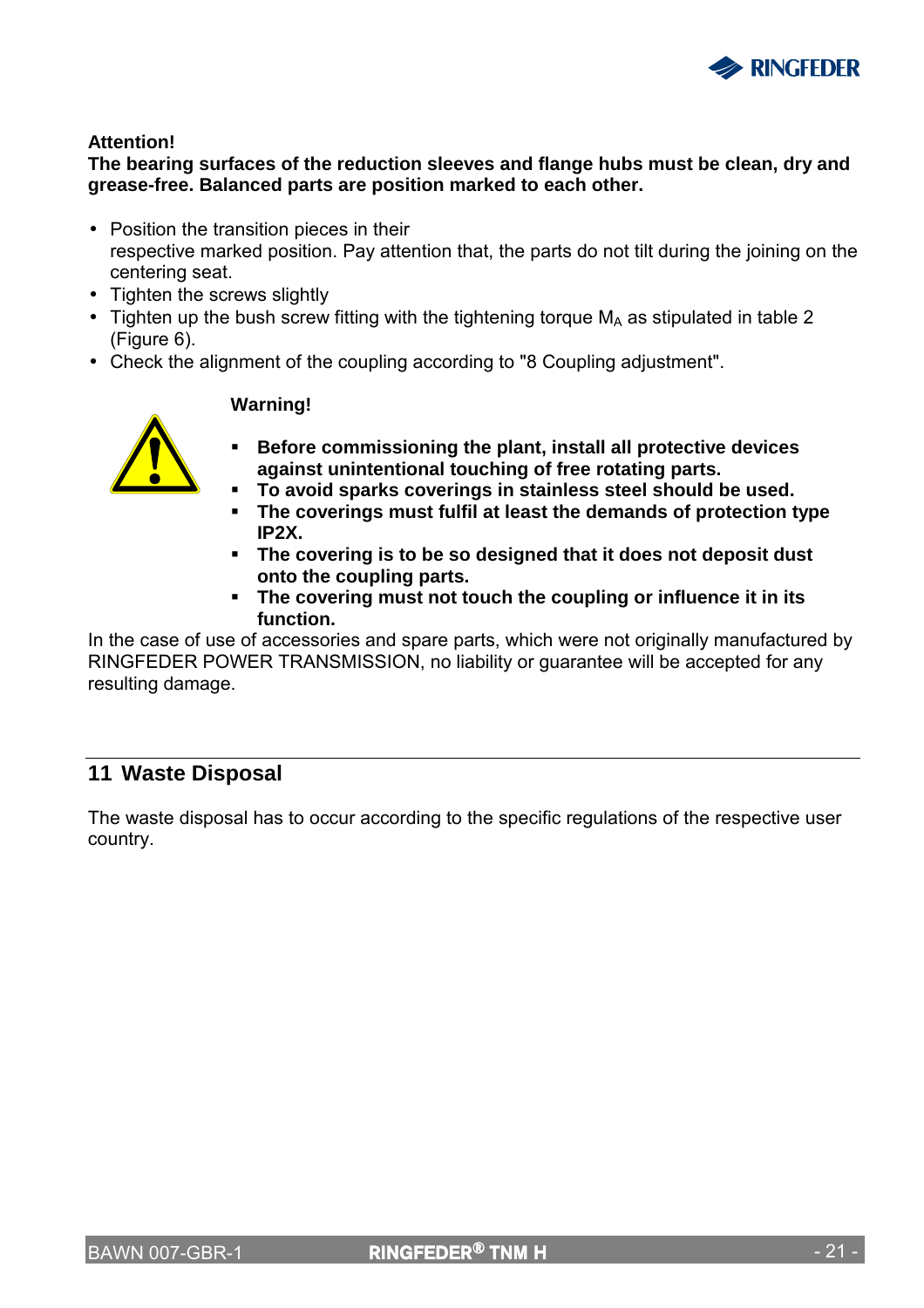**Attention!**
**The bearing surfaces of the reduction sleeves and flange hubs must be clean, dry and grease-free. Balanced parts are position marked to each other.**

- Position the transition pieces in their respective marked position. Pay attention that, the parts do not tilt during the joining on the centering seat.
- Tighten the screws slightly
- Tighten up the bush screw fitting with the tightening torque $M_A$ as stipulated in table 2 (Figure 6).
- Check the alignment of the coupling according to "8 Coupling adjustment".

**Warning!**

- **Before commissioning the plant, install all protective devices against unintentional touching of free rotating parts.**
- **To avoid sparks coverings in stainless steel should be used.**
- **The coverings must fulfil at least the demands of protection type IP2X.**
- **The covering is to be so designed that it does not deposit dust onto the coupling parts.**
- **The covering must not touch the coupling or influence it in its function.**

In the case of use of accessories and spare parts, which were not originally manufactured by RINGFEDER POWER TRANSMISSION, no liability or guarantee will be accepted for any resulting damage.

## 11 Waste Disposal

The waste disposal has to occur according to the specific regulations of the respective user country.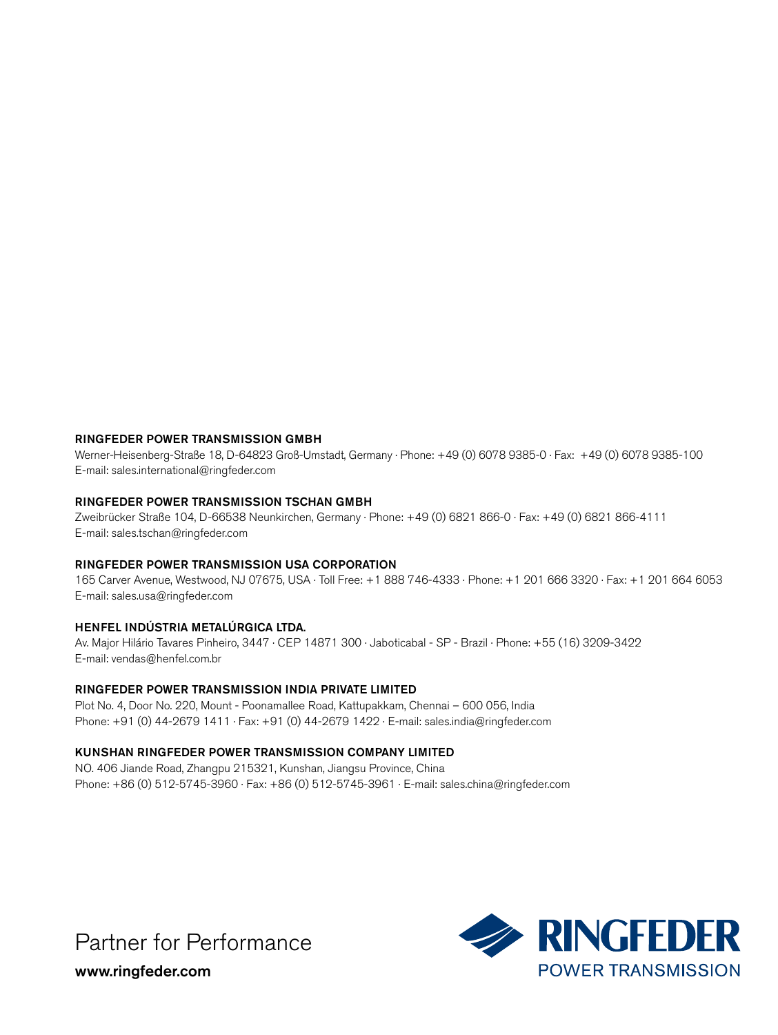**RINGFEDER POWER TRANSMISSION GMBH**
Werner-Heisenberg-Straße 18, D-64823 Groß-Umstadt, Germany · Phone: +49 (0) 6078 9385-0 · Fax: +49 (0) 6078 9385-100
E-mail: sales.international@ringfeder.com

**RINGFEDER POWER TRANSMISSION TSCHAN GMBH**
Zweibrücker Straße 104, D-66538 Neunkirchen, Germany · Phone: +49 (0) 6821 866-0 · Fax: +49 (0) 6821 866-4111
E-mail: sales.tschan@ringfeder.com

**RINGFEDER POWER TRANSMISSION USA CORPORATION**
165 Carver Avenue, Westwood, NJ 07675, USA · Toll Free: +1 888 746-4333 · Phone: +1 201 666 3320 · Fax: +1 201 664 6053
E-mail: sales.usa@ringfeder.com

**HENFEL INDÚSTRIA METALÚRGICA LTDA.**
Av. Major Hilário Tavares Pinheiro, 3447 · CEP 14871 300 · Jaboticabal - SP - Brazil · Phone: +55 (16) 3209-3422
E-mail: vendas@henfel.com.br

**RINGFEDER POWER TRANSMISSION INDIA PRIVATE LIMITED**
Plot No. 4, Door No. 220, Mount - Poonamallee Road, Kattupakkam, Chennai – 600 056, India
Phone: +91 (0) 44-2679 1411 · Fax: +91 (0) 44-2679 1422 · E-mail: sales.india@ringfeder.com

**KUNSHAN RINGFEDER POWER TRANSMISSION COMPANY LIMITED**
NO. 406 Jiande Road, Zhangpu 215321, Kunshan, Jiangsu Province, China
Phone: +86 (0) 512-5745-3960 · Fax: +86 (0) 512-5745-3961 · E-mail: sales.china@ringfeder.com

Partner for Performance

**www.ringfeder.com**

RINGFEDER
POWER TRANSMISSION